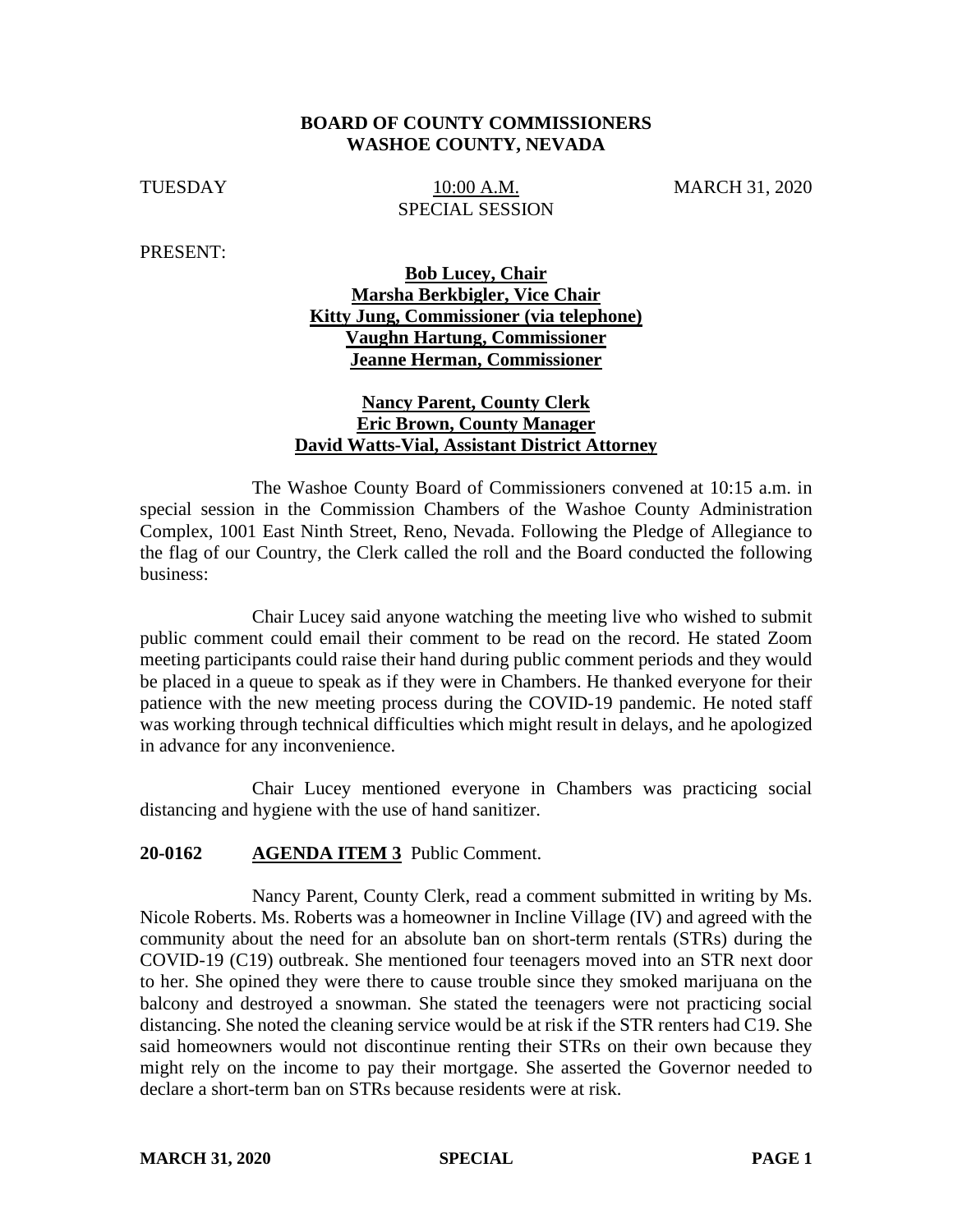**BOARD OF COUNTY COMMISSIONERS**
**WASHOE COUNTY, NEVADA**

TUESDAY 10:00 A.M. MARCH 31, 2020
SPECIAL SESSION

PRESENT:

**Bob Lucey, Chair**
**Marsha Berkbigler, Vice Chair**
**Kitty Jung, Commissioner (via telephone)**
**Vaughn Hartung, Commissioner**
**Jeanne Herman, Commissioner**

**Nancy Parent, County Clerk**
**Eric Brown, County Manager**
**David Watts-Vial, Assistant District Attorney**

The Washoe County Board of Commissioners convened at 10:15 a.m. in special session in the Commission Chambers of the Washoe County Administration Complex, 1001 East Ninth Street, Reno, Nevada. Following the Pledge of Allegiance to the flag of our Country, the Clerk called the roll and the Board conducted the following business:

Chair Lucey said anyone watching the meeting live who wished to submit public comment could email their comment to be read on the record. He stated Zoom meeting participants could raise their hand during public comment periods and they would be placed in a queue to speak as if they were in Chambers. He thanked everyone for their patience with the new meeting process during the COVID-19 pandemic. He noted staff was working through technical difficulties which might result in delays, and he apologized in advance for any inconvenience.

Chair Lucey mentioned everyone in Chambers was practicing social distancing and hygiene with the use of hand sanitizer.

**20-0162 AGENDA ITEM 3** Public Comment.

Nancy Parent, County Clerk, read a comment submitted in writing by Ms. Nicole Roberts. Ms. Roberts was a homeowner in Incline Village (IV) and agreed with the community about the need for an absolute ban on short-term rentals (STRs) during the COVID-19 (C19) outbreak. She mentioned four teenagers moved into an STR next door to her. She opined they were there to cause trouble since they smoked marijuana on the balcony and destroyed a snowman. She stated the teenagers were not practicing social distancing. She noted the cleaning service would be at risk if the STR renters had C19. She said homeowners would not discontinue renting their STRs on their own because they might rely on the income to pay their mortgage. She asserted the Governor needed to declare a short-term ban on STRs because residents were at risk.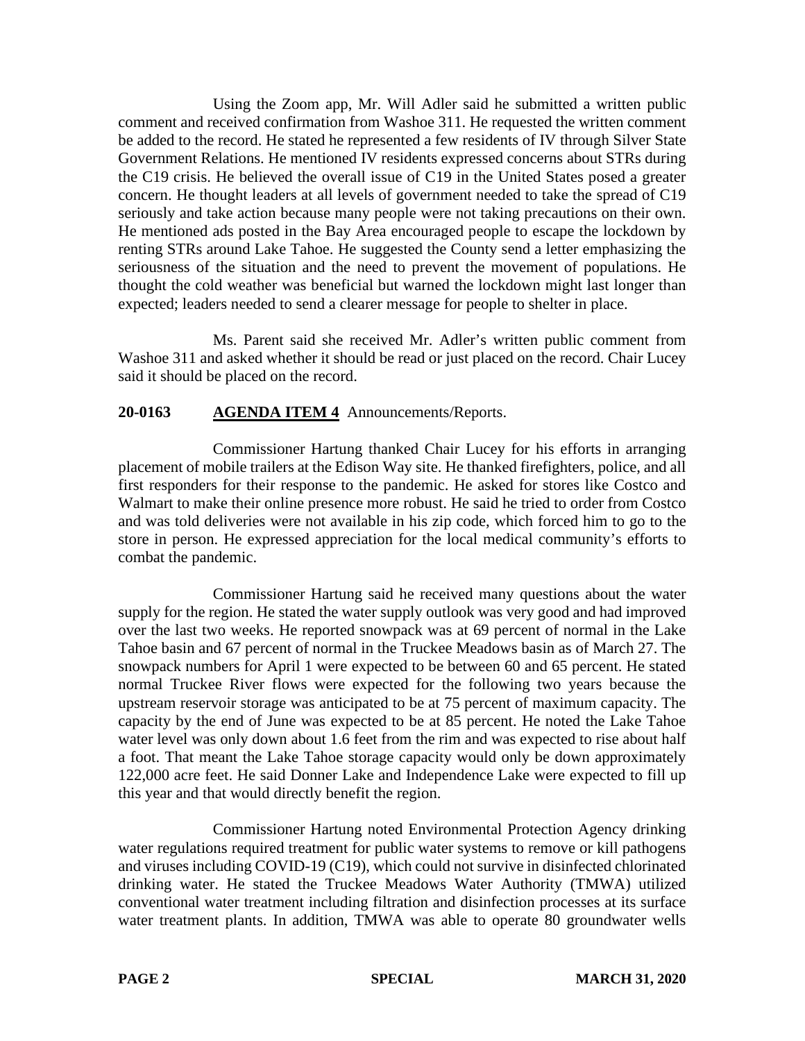Using the Zoom app, Mr. Will Adler said he submitted a written public comment and received confirmation from Washoe 311. He requested the written comment be added to the record. He stated he represented a few residents of IV through Silver State Government Relations. He mentioned IV residents expressed concerns about STRs during the C19 crisis. He believed the overall issue of C19 in the United States posed a greater concern. He thought leaders at all levels of government needed to take the spread of C19 seriously and take action because many people were not taking precautions on their own. He mentioned ads posted in the Bay Area encouraged people to escape the lockdown by renting STRs around Lake Tahoe. He suggested the County send a letter emphasizing the seriousness of the situation and the need to prevent the movement of populations. He thought the cold weather was beneficial but warned the lockdown might last longer than expected; leaders needed to send a clearer message for people to shelter in place.

Ms. Parent said she received Mr. Adler's written public comment from Washoe 311 and asked whether it should be read or just placed on the record. Chair Lucey said it should be placed on the record.

**20-0163 AGENDA ITEM 4** Announcements/Reports.

Commissioner Hartung thanked Chair Lucey for his efforts in arranging placement of mobile trailers at the Edison Way site. He thanked firefighters, police, and all first responders for their response to the pandemic. He asked for stores like Costco and Walmart to make their online presence more robust. He said he tried to order from Costco and was told deliveries were not available in his zip code, which forced him to go to the store in person. He expressed appreciation for the local medical community's efforts to combat the pandemic.

Commissioner Hartung said he received many questions about the water supply for the region. He stated the water supply outlook was very good and had improved over the last two weeks. He reported snowpack was at 69 percent of normal in the Lake Tahoe basin and 67 percent of normal in the Truckee Meadows basin as of March 27. The snowpack numbers for April 1 were expected to be between 60 and 65 percent. He stated normal Truckee River flows were expected for the following two years because the upstream reservoir storage was anticipated to be at 75 percent of maximum capacity. The capacity by the end of June was expected to be at 85 percent. He noted the Lake Tahoe water level was only down about 1.6 feet from the rim and was expected to rise about half a foot. That meant the Lake Tahoe storage capacity would only be down approximately 122,000 acre feet. He said Donner Lake and Independence Lake were expected to fill up this year and that would directly benefit the region.

Commissioner Hartung noted Environmental Protection Agency drinking water regulations required treatment for public water systems to remove or kill pathogens and viruses including COVID-19 (C19), which could not survive in disinfected chlorinated drinking water. He stated the Truckee Meadows Water Authority (TMWA) utilized conventional water treatment including filtration and disinfection processes at its surface water treatment plants. In addition, TMWA was able to operate 80 groundwater wells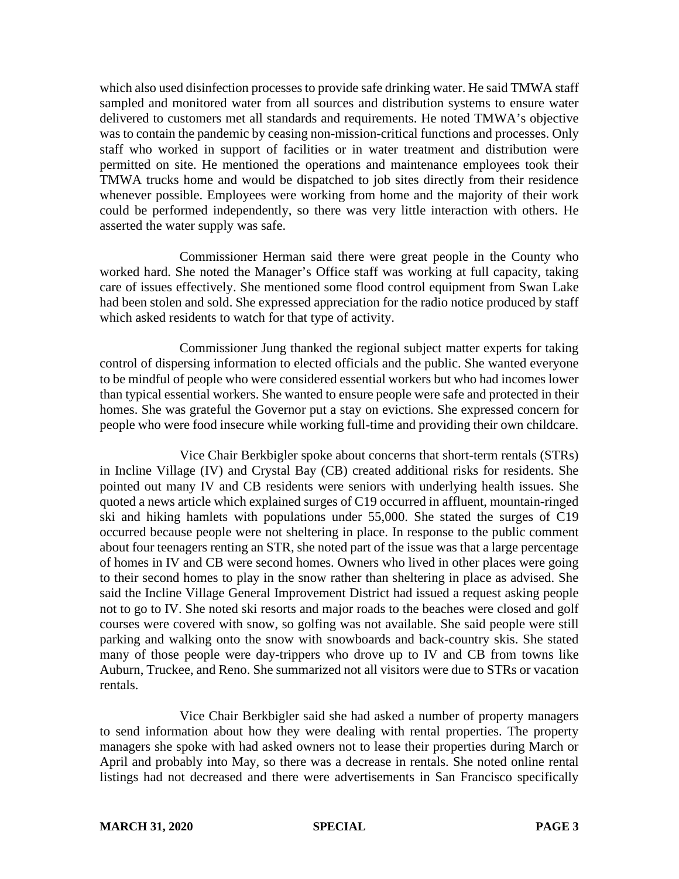which also used disinfection processes to provide safe drinking water. He said TMWA staff sampled and monitored water from all sources and distribution systems to ensure water delivered to customers met all standards and requirements. He noted TMWA's objective was to contain the pandemic by ceasing non-mission-critical functions and processes. Only staff who worked in support of facilities or in water treatment and distribution were permitted on site. He mentioned the operations and maintenance employees took their TMWA trucks home and would be dispatched to job sites directly from their residence whenever possible. Employees were working from home and the majority of their work could be performed independently, so there was very little interaction with others. He asserted the water supply was safe.

Commissioner Herman said there were great people in the County who worked hard. She noted the Manager's Office staff was working at full capacity, taking care of issues effectively. She mentioned some flood control equipment from Swan Lake had been stolen and sold. She expressed appreciation for the radio notice produced by staff which asked residents to watch for that type of activity.

Commissioner Jung thanked the regional subject matter experts for taking control of dispersing information to elected officials and the public. She wanted everyone to be mindful of people who were considered essential workers but who had incomes lower than typical essential workers. She wanted to ensure people were safe and protected in their homes. She was grateful the Governor put a stay on evictions. She expressed concern for people who were food insecure while working full-time and providing their own childcare.

Vice Chair Berkbigler spoke about concerns that short-term rentals (STRs) in Incline Village (IV) and Crystal Bay (CB) created additional risks for residents. She pointed out many IV and CB residents were seniors with underlying health issues. She quoted a news article which explained surges of C19 occurred in affluent, mountain-ringed ski and hiking hamlets with populations under 55,000. She stated the surges of C19 occurred because people were not sheltering in place. In response to the public comment about four teenagers renting an STR, she noted part of the issue was that a large percentage of homes in IV and CB were second homes. Owners who lived in other places were going to their second homes to play in the snow rather than sheltering in place as advised. She said the Incline Village General Improvement District had issued a request asking people not to go to IV. She noted ski resorts and major roads to the beaches were closed and golf courses were covered with snow, so golfing was not available. She said people were still parking and walking onto the snow with snowboards and back-country skis. She stated many of those people were day-trippers who drove up to IV and CB from towns like Auburn, Truckee, and Reno. She summarized not all visitors were due to STRs or vacation rentals.

Vice Chair Berkbigler said she had asked a number of property managers to send information about how they were dealing with rental properties. The property managers she spoke with had asked owners not to lease their properties during March or April and probably into May, so there was a decrease in rentals. She noted online rental listings had not decreased and there were advertisements in San Francisco specifically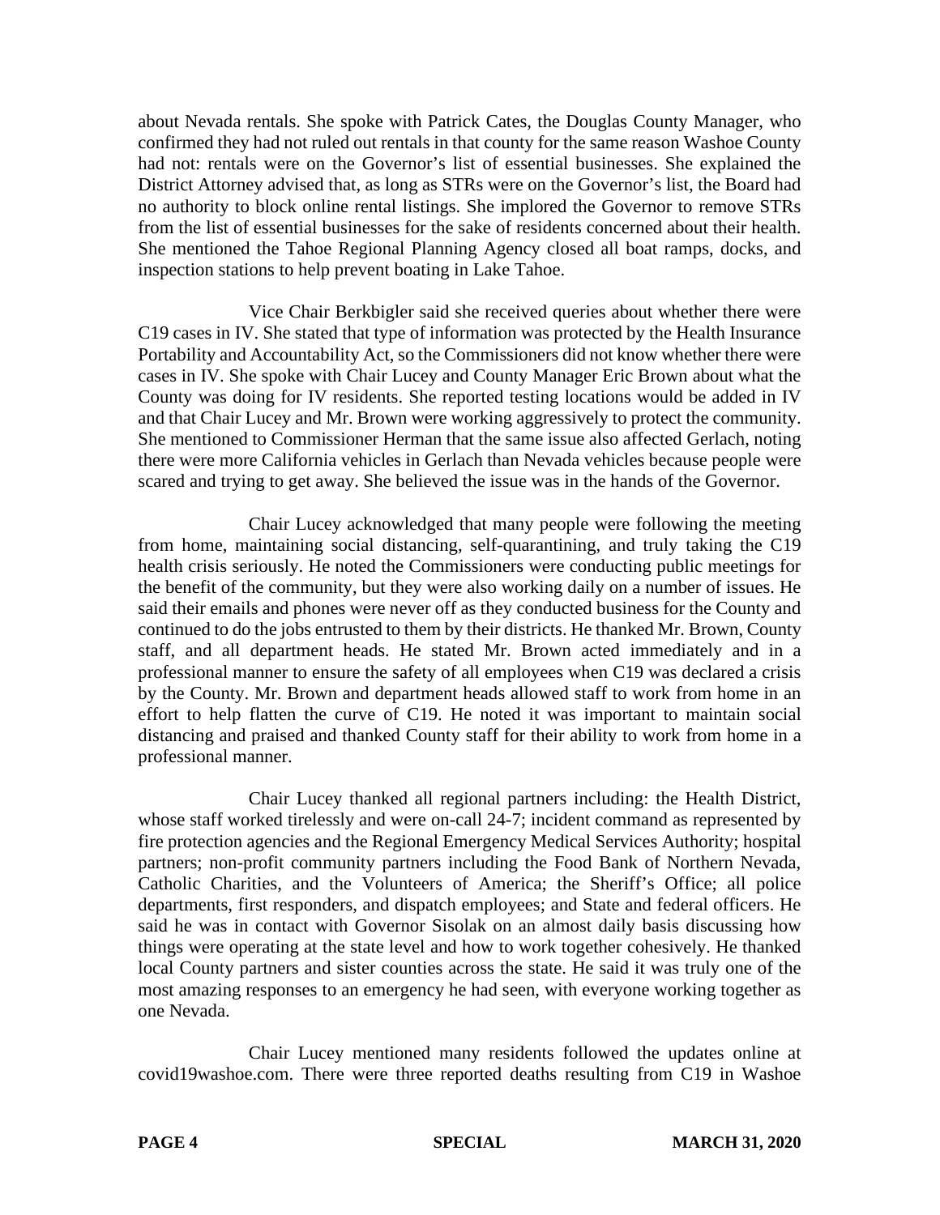about Nevada rentals. She spoke with Patrick Cates, the Douglas County Manager, who confirmed they had not ruled out rentals in that county for the same reason Washoe County had not: rentals were on the Governor's list of essential businesses. She explained the District Attorney advised that, as long as STRs were on the Governor's list, the Board had no authority to block online rental listings. She implored the Governor to remove STRs from the list of essential businesses for the sake of residents concerned about their health. She mentioned the Tahoe Regional Planning Agency closed all boat ramps, docks, and inspection stations to help prevent boating in Lake Tahoe.

Vice Chair Berkbigler said she received queries about whether there were C19 cases in IV. She stated that type of information was protected by the Health Insurance Portability and Accountability Act, so the Commissioners did not know whether there were cases in IV. She spoke with Chair Lucey and County Manager Eric Brown about what the County was doing for IV residents. She reported testing locations would be added in IV and that Chair Lucey and Mr. Brown were working aggressively to protect the community. She mentioned to Commissioner Herman that the same issue also affected Gerlach, noting there were more California vehicles in Gerlach than Nevada vehicles because people were scared and trying to get away. She believed the issue was in the hands of the Governor.

Chair Lucey acknowledged that many people were following the meeting from home, maintaining social distancing, self-quarantining, and truly taking the C19 health crisis seriously. He noted the Commissioners were conducting public meetings for the benefit of the community, but they were also working daily on a number of issues. He said their emails and phones were never off as they conducted business for the County and continued to do the jobs entrusted to them by their districts. He thanked Mr. Brown, County staff, and all department heads. He stated Mr. Brown acted immediately and in a professional manner to ensure the safety of all employees when C19 was declared a crisis by the County. Mr. Brown and department heads allowed staff to work from home in an effort to help flatten the curve of C19. He noted it was important to maintain social distancing and praised and thanked County staff for their ability to work from home in a professional manner.

Chair Lucey thanked all regional partners including: the Health District, whose staff worked tirelessly and were on-call 24-7; incident command as represented by fire protection agencies and the Regional Emergency Medical Services Authority; hospital partners; non-profit community partners including the Food Bank of Northern Nevada, Catholic Charities, and the Volunteers of America; the Sheriff's Office; all police departments, first responders, and dispatch employees; and State and federal officers. He said he was in contact with Governor Sisolak on an almost daily basis discussing how things were operating at the state level and how to work together cohesively. He thanked local County partners and sister counties across the state. He said it was truly one of the most amazing responses to an emergency he had seen, with everyone working together as one Nevada.

Chair Lucey mentioned many residents followed the updates online at covid19washoe.com. There were three reported deaths resulting from C19 in Washoe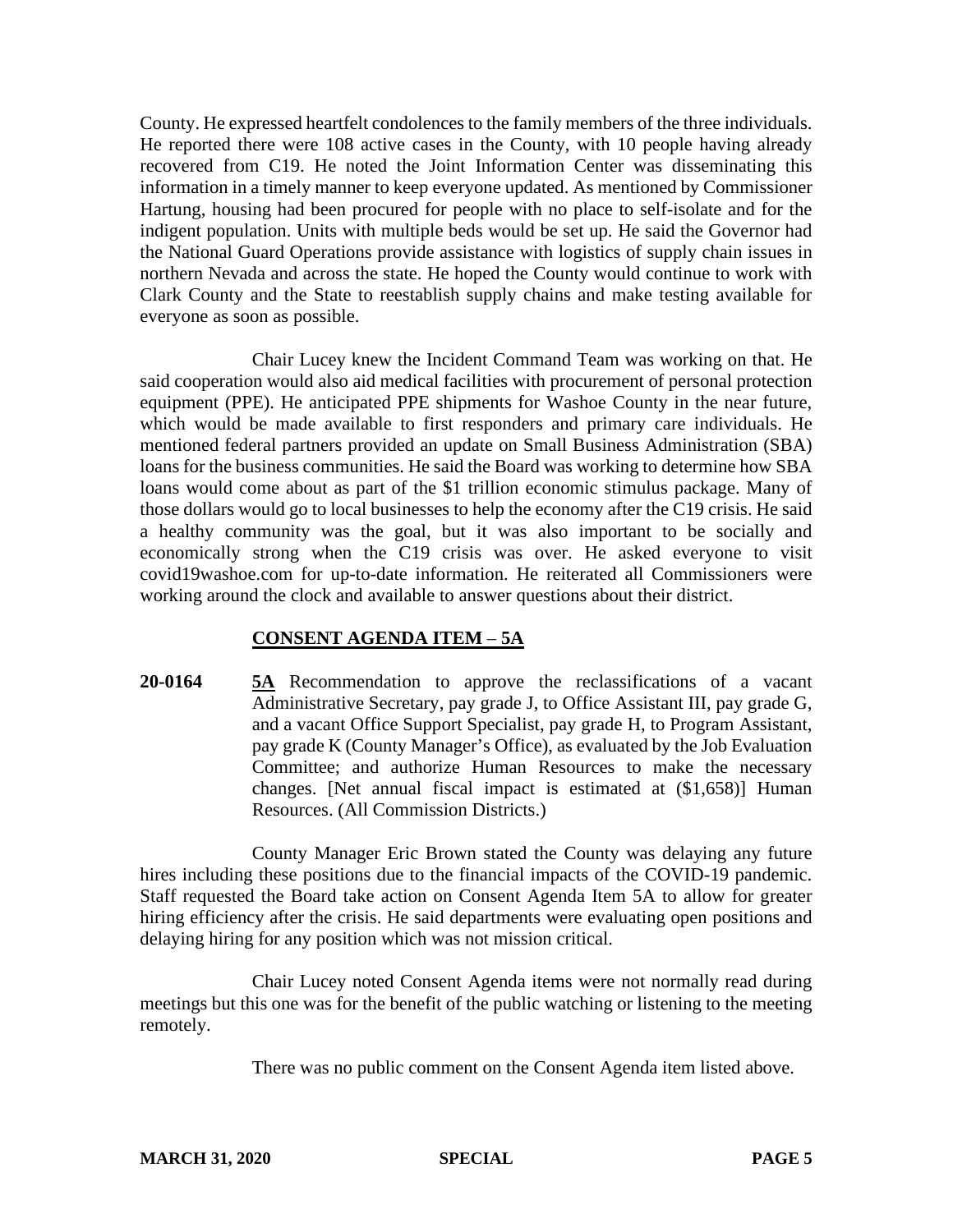County. He expressed heartfelt condolences to the family members of the three individuals. He reported there were 108 active cases in the County, with 10 people having already recovered from C19. He noted the Joint Information Center was disseminating this information in a timely manner to keep everyone updated. As mentioned by Commissioner Hartung, housing had been procured for people with no place to self-isolate and for the indigent population. Units with multiple beds would be set up. He said the Governor had the National Guard Operations provide assistance with logistics of supply chain issues in northern Nevada and across the state. He hoped the County would continue to work with Clark County and the State to reestablish supply chains and make testing available for everyone as soon as possible.

Chair Lucey knew the Incident Command Team was working on that. He said cooperation would also aid medical facilities with procurement of personal protection equipment (PPE). He anticipated PPE shipments for Washoe County in the near future, which would be made available to first responders and primary care individuals. He mentioned federal partners provided an update on Small Business Administration (SBA) loans for the business communities. He said the Board was working to determine how SBA loans would come about as part of the $1 trillion economic stimulus package. Many of those dollars would go to local businesses to help the economy after the C19 crisis. He said a healthy community was the goal, but it was also important to be socially and economically strong when the C19 crisis was over. He asked everyone to visit covid19washoe.com for up-to-date information. He reiterated all Commissioners were working around the clock and available to answer questions about their district.

## **CONSENT AGENDA ITEM – 5A**

**20-0164** **5A** Recommendation to approve the reclassifications of a vacant Administrative Secretary, pay grade J, to Office Assistant III, pay grade G, and a vacant Office Support Specialist, pay grade H, to Program Assistant, pay grade K (County Manager's Office), as evaluated by the Job Evaluation Committee; and authorize Human Resources to make the necessary changes. [Net annual fiscal impact is estimated at ($1,658)] Human Resources. (All Commission Districts.)

County Manager Eric Brown stated the County was delaying any future hires including these positions due to the financial impacts of the COVID-19 pandemic. Staff requested the Board take action on Consent Agenda Item 5A to allow for greater hiring efficiency after the crisis. He said departments were evaluating open positions and delaying hiring for any position which was not mission critical.

Chair Lucey noted Consent Agenda items were not normally read during meetings but this one was for the benefit of the public watching or listening to the meeting remotely.

There was no public comment on the Consent Agenda item listed above.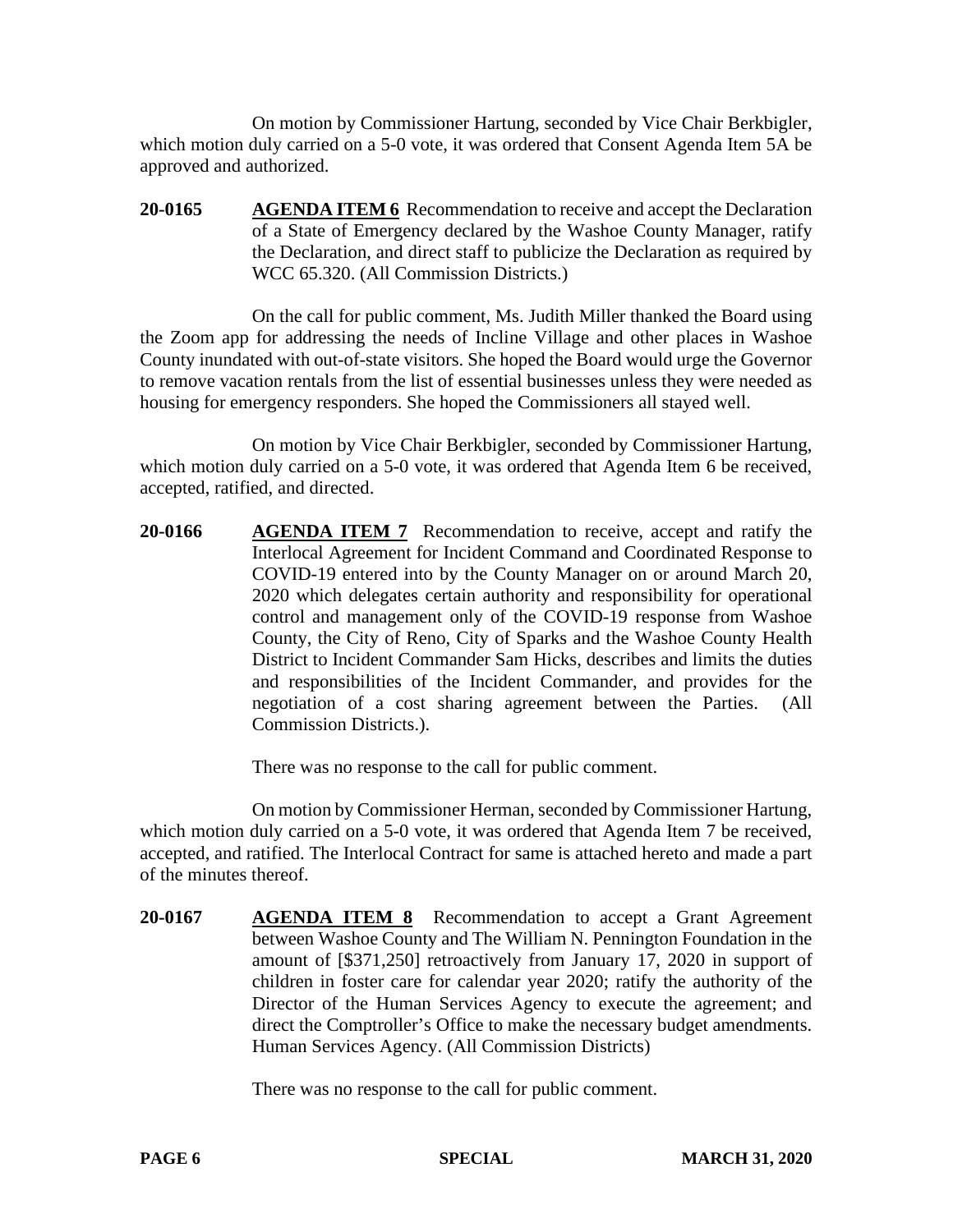On motion by Commissioner Hartung, seconded by Vice Chair Berkbigler, which motion duly carried on a 5-0 vote, it was ordered that Consent Agenda Item 5A be approved and authorized.

**20-0165** **AGENDA ITEM 6** Recommendation to receive and accept the Declaration of a State of Emergency declared by the Washoe County Manager, ratify the Declaration, and direct staff to publicize the Declaration as required by WCC 65.320. (All Commission Districts.)

On the call for public comment, Ms. Judith Miller thanked the Board using the Zoom app for addressing the needs of Incline Village and other places in Washoe County inundated with out-of-state visitors. She hoped the Board would urge the Governor to remove vacation rentals from the list of essential businesses unless they were needed as housing for emergency responders. She hoped the Commissioners all stayed well.

On motion by Vice Chair Berkbigler, seconded by Commissioner Hartung, which motion duly carried on a 5-0 vote, it was ordered that Agenda Item 6 be received, accepted, ratified, and directed.

**20-0166** **AGENDA ITEM 7** Recommendation to receive, accept and ratify the Interlocal Agreement for Incident Command and Coordinated Response to COVID-19 entered into by the County Manager on or around March 20, 2020 which delegates certain authority and responsibility for operational control and management only of the COVID-19 response from Washoe County, the City of Reno, City of Sparks and the Washoe County Health District to Incident Commander Sam Hicks, describes and limits the duties and responsibilities of the Incident Commander, and provides for the negotiation of a cost sharing agreement between the Parties. (All Commission Districts.).

There was no response to the call for public comment.

On motion by Commissioner Herman, seconded by Commissioner Hartung, which motion duly carried on a 5-0 vote, it was ordered that Agenda Item 7 be received, accepted, and ratified. The Interlocal Contract for same is attached hereto and made a part of the minutes thereof.

**20-0167** **AGENDA ITEM 8** Recommendation to accept a Grant Agreement between Washoe County and The William N. Pennington Foundation in the amount of [$371,250] retroactively from January 17, 2020 in support of children in foster care for calendar year 2020; ratify the authority of the Director of the Human Services Agency to execute the agreement; and direct the Comptroller's Office to make the necessary budget amendments. Human Services Agency. (All Commission Districts)

There was no response to the call for public comment.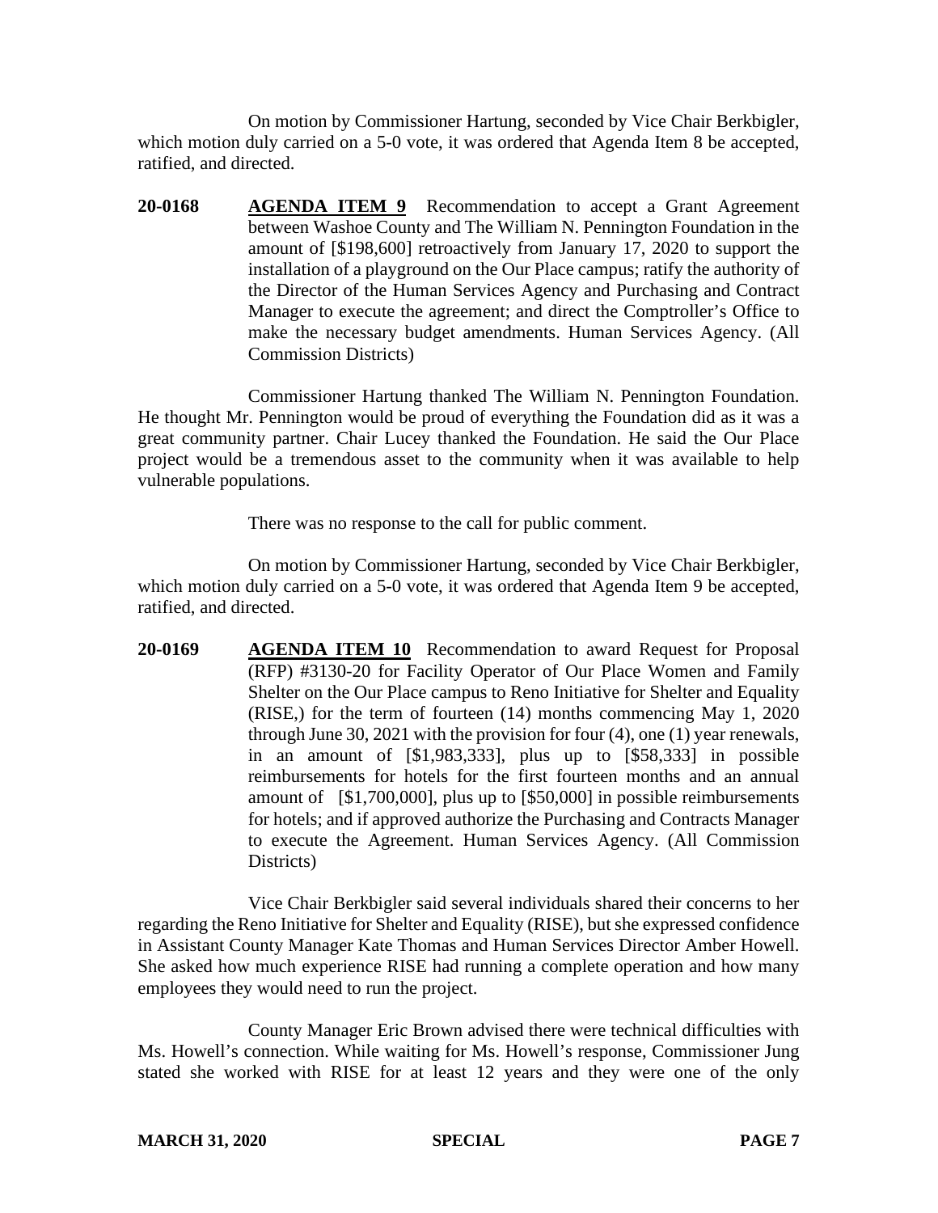On motion by Commissioner Hartung, seconded by Vice Chair Berkbigler, which motion duly carried on a 5-0 vote, it was ordered that Agenda Item 8 be accepted, ratified, and directed.

**20-0168** **AGENDA ITEM 9** Recommendation to accept a Grant Agreement between Washoe County and The William N. Pennington Foundation in the amount of [$198,600] retroactively from January 17, 2020 to support the installation of a playground on the Our Place campus; ratify the authority of the Director of the Human Services Agency and Purchasing and Contract Manager to execute the agreement; and direct the Comptroller's Office to make the necessary budget amendments. Human Services Agency. (All Commission Districts)

Commissioner Hartung thanked The William N. Pennington Foundation. He thought Mr. Pennington would be proud of everything the Foundation did as it was a great community partner. Chair Lucey thanked the Foundation. He said the Our Place project would be a tremendous asset to the community when it was available to help vulnerable populations.

There was no response to the call for public comment.

On motion by Commissioner Hartung, seconded by Vice Chair Berkbigler, which motion duly carried on a 5-0 vote, it was ordered that Agenda Item 9 be accepted, ratified, and directed.

**20-0169** **AGENDA ITEM 10** Recommendation to award Request for Proposal (RFP) #3130-20 for Facility Operator of Our Place Women and Family Shelter on the Our Place campus to Reno Initiative for Shelter and Equality (RISE,) for the term of fourteen (14) months commencing May 1, 2020 through June 30, 2021 with the provision for four (4), one (1) year renewals, in an amount of [$1,983,333], plus up to [$58,333] in possible reimbursements for hotels for the first fourteen months and an annual amount of [$1,700,000], plus up to [$50,000] in possible reimbursements for hotels; and if approved authorize the Purchasing and Contracts Manager to execute the Agreement. Human Services Agency. (All Commission Districts)

Vice Chair Berkbigler said several individuals shared their concerns to her regarding the Reno Initiative for Shelter and Equality (RISE), but she expressed confidence in Assistant County Manager Kate Thomas and Human Services Director Amber Howell. She asked how much experience RISE had running a complete operation and how many employees they would need to run the project.

County Manager Eric Brown advised there were technical difficulties with Ms. Howell's connection. While waiting for Ms. Howell's response, Commissioner Jung stated she worked with RISE for at least 12 years and they were one of the only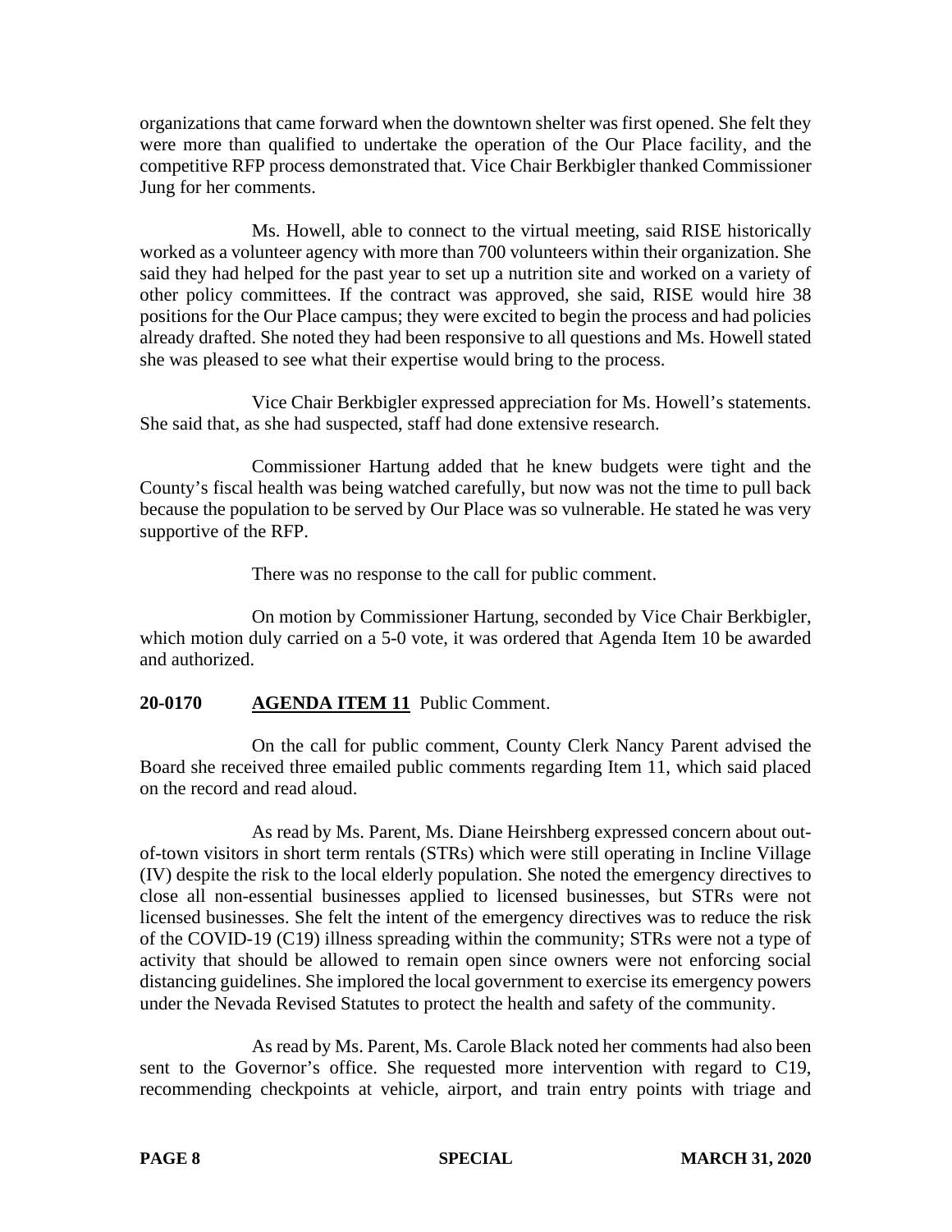organizations that came forward when the downtown shelter was first opened. She felt they were more than qualified to undertake the operation of the Our Place facility, and the competitive RFP process demonstrated that. Vice Chair Berkbigler thanked Commissioner Jung for her comments.

Ms. Howell, able to connect to the virtual meeting, said RISE historically worked as a volunteer agency with more than 700 volunteers within their organization. She said they had helped for the past year to set up a nutrition site and worked on a variety of other policy committees. If the contract was approved, she said, RISE would hire 38 positions for the Our Place campus; they were excited to begin the process and had policies already drafted. She noted they had been responsive to all questions and Ms. Howell stated she was pleased to see what their expertise would bring to the process.

Vice Chair Berkbigler expressed appreciation for Ms. Howell's statements. She said that, as she had suspected, staff had done extensive research.

Commissioner Hartung added that he knew budgets were tight and the County's fiscal health was being watched carefully, but now was not the time to pull back because the population to be served by Our Place was so vulnerable. He stated he was very supportive of the RFP.

There was no response to the call for public comment.

On motion by Commissioner Hartung, seconded by Vice Chair Berkbigler, which motion duly carried on a 5-0 vote, it was ordered that Agenda Item 10 be awarded and authorized.

**20-0170 AGENDA ITEM 11** Public Comment.

On the call for public comment, County Clerk Nancy Parent advised the Board she received three emailed public comments regarding Item 11, which said placed on the record and read aloud.

As read by Ms. Parent, Ms. Diane Heirshberg expressed concern about out-of-town visitors in short term rentals (STRs) which were still operating in Incline Village (IV) despite the risk to the local elderly population. She noted the emergency directives to close all non-essential businesses applied to licensed businesses, but STRs were not licensed businesses. She felt the intent of the emergency directives was to reduce the risk of the COVID-19 (C19) illness spreading within the community; STRs were not a type of activity that should be allowed to remain open since owners were not enforcing social distancing guidelines. She implored the local government to exercise its emergency powers under the Nevada Revised Statutes to protect the health and safety of the community.

As read by Ms. Parent, Ms. Carole Black noted her comments had also been sent to the Governor's office. She requested more intervention with regard to C19, recommending checkpoints at vehicle, airport, and train entry points with triage and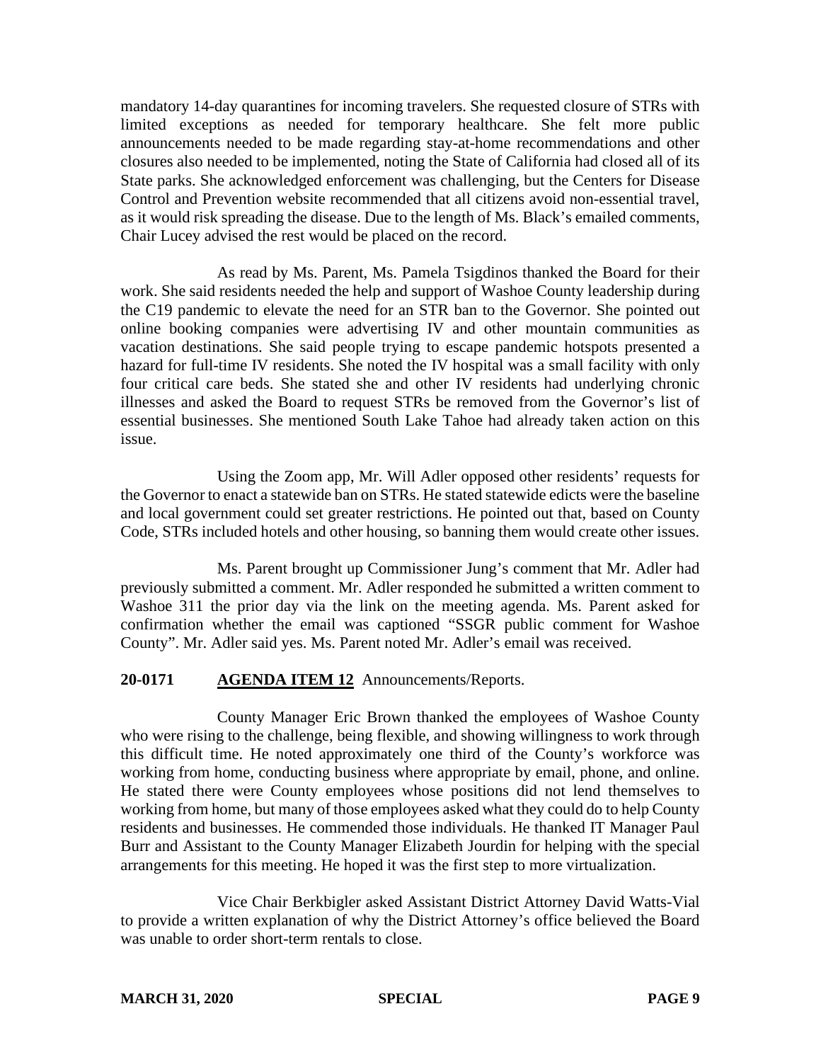mandatory 14-day quarantines for incoming travelers. She requested closure of STRs with limited exceptions as needed for temporary healthcare. She felt more public announcements needed to be made regarding stay-at-home recommendations and other closures also needed to be implemented, noting the State of California had closed all of its State parks. She acknowledged enforcement was challenging, but the Centers for Disease Control and Prevention website recommended that all citizens avoid non-essential travel, as it would risk spreading the disease. Due to the length of Ms. Black's emailed comments, Chair Lucey advised the rest would be placed on the record.

As read by Ms. Parent, Ms. Pamela Tsigdinos thanked the Board for their work. She said residents needed the help and support of Washoe County leadership during the C19 pandemic to elevate the need for an STR ban to the Governor. She pointed out online booking companies were advertising IV and other mountain communities as vacation destinations. She said people trying to escape pandemic hotspots presented a hazard for full-time IV residents. She noted the IV hospital was a small facility with only four critical care beds. She stated she and other IV residents had underlying chronic illnesses and asked the Board to request STRs be removed from the Governor's list of essential businesses. She mentioned South Lake Tahoe had already taken action on this issue.

Using the Zoom app, Mr. Will Adler opposed other residents' requests for the Governor to enact a statewide ban on STRs. He stated statewide edicts were the baseline and local government could set greater restrictions. He pointed out that, based on County Code, STRs included hotels and other housing, so banning them would create other issues.

Ms. Parent brought up Commissioner Jung's comment that Mr. Adler had previously submitted a comment. Mr. Adler responded he submitted a written comment to Washoe 311 the prior day via the link on the meeting agenda. Ms. Parent asked for confirmation whether the email was captioned "SSGR public comment for Washoe County". Mr. Adler said yes. Ms. Parent noted Mr. Adler's email was received.

**20-0171 AGENDA ITEM 12** Announcements/Reports.

County Manager Eric Brown thanked the employees of Washoe County who were rising to the challenge, being flexible, and showing willingness to work through this difficult time. He noted approximately one third of the County's workforce was working from home, conducting business where appropriate by email, phone, and online. He stated there were County employees whose positions did not lend themselves to working from home, but many of those employees asked what they could do to help County residents and businesses. He commended those individuals. He thanked IT Manager Paul Burr and Assistant to the County Manager Elizabeth Jourdin for helping with the special arrangements for this meeting. He hoped it was the first step to more virtualization.

Vice Chair Berkbigler asked Assistant District Attorney David Watts-Vial to provide a written explanation of why the District Attorney's office believed the Board was unable to order short-term rentals to close.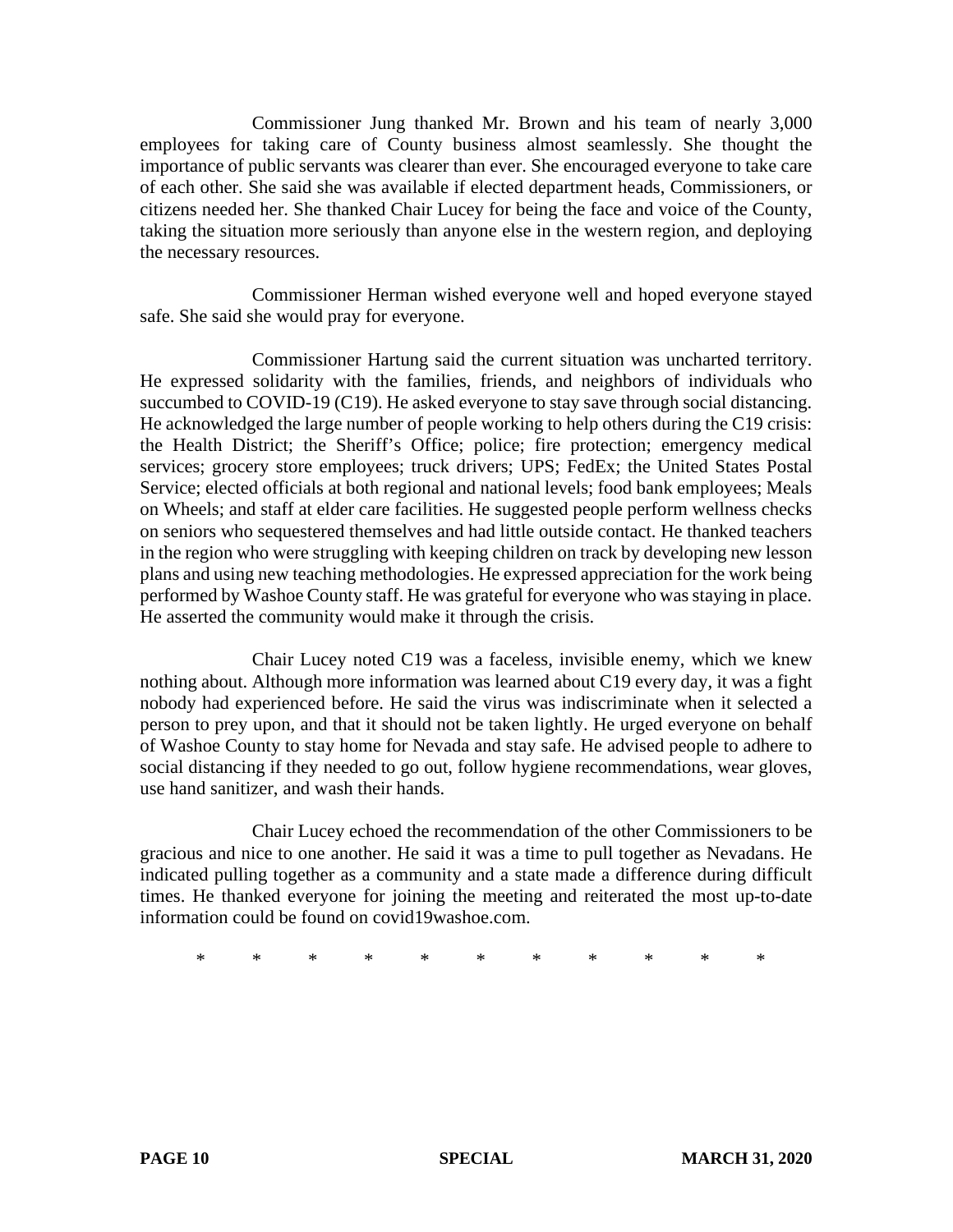Commissioner Jung thanked Mr. Brown and his team of nearly 3,000 employees for taking care of County business almost seamlessly. She thought the importance of public servants was clearer than ever. She encouraged everyone to take care of each other. She said she was available if elected department heads, Commissioners, or citizens needed her. She thanked Chair Lucey for being the face and voice of the County, taking the situation more seriously than anyone else in the western region, and deploying the necessary resources.

Commissioner Herman wished everyone well and hoped everyone stayed safe. She said she would pray for everyone.

Commissioner Hartung said the current situation was uncharted territory. He expressed solidarity with the families, friends, and neighbors of individuals who succumbed to COVID-19 (C19). He asked everyone to stay save through social distancing. He acknowledged the large number of people working to help others during the C19 crisis: the Health District; the Sheriff's Office; police; fire protection; emergency medical services; grocery store employees; truck drivers; UPS; FedEx; the United States Postal Service; elected officials at both regional and national levels; food bank employees; Meals on Wheels; and staff at elder care facilities. He suggested people perform wellness checks on seniors who sequestered themselves and had little outside contact. He thanked teachers in the region who were struggling with keeping children on track by developing new lesson plans and using new teaching methodologies. He expressed appreciation for the work being performed by Washoe County staff. He was grateful for everyone who was staying in place. He asserted the community would make it through the crisis.

Chair Lucey noted C19 was a faceless, invisible enemy, which we knew nothing about. Although more information was learned about C19 every day, it was a fight nobody had experienced before. He said the virus was indiscriminate when it selected a person to prey upon, and that it should not be taken lightly. He urged everyone on behalf of Washoe County to stay home for Nevada and stay safe. He advised people to adhere to social distancing if they needed to go out, follow hygiene recommendations, wear gloves, use hand sanitizer, and wash their hands.

Chair Lucey echoed the recommendation of the other Commissioners to be gracious and nice to one another. He said it was a time to pull together as Nevadans. He indicated pulling together as a community and a state made a difference during difficult times. He thanked everyone for joining the meeting and reiterated the most up-to-date information could be found on covid19washoe.com.

\* \* \* \* \* \* \* \* \* \* \*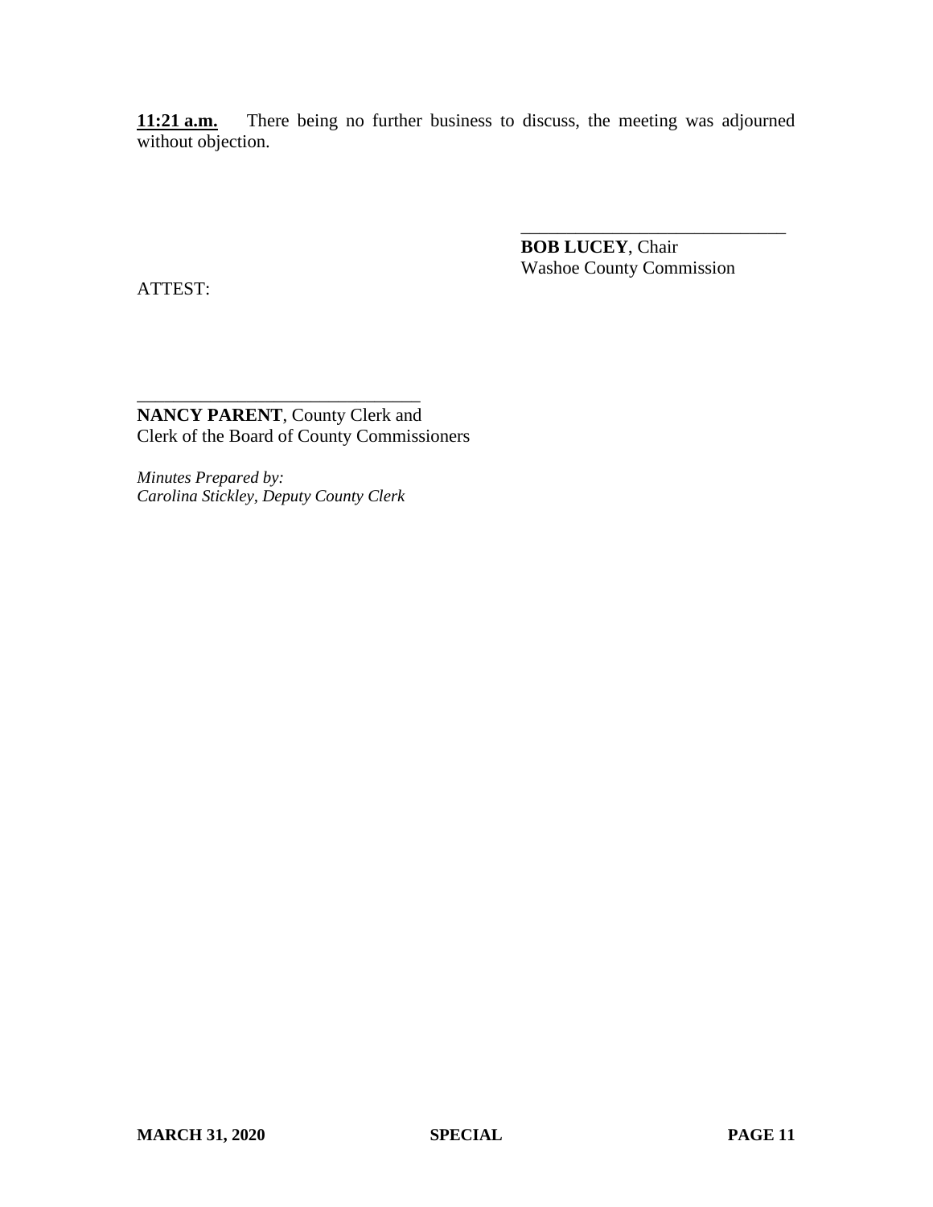**11:21 a.m.** There being no further business to discuss, the meeting was adjourned without objection.

_____________________________
**BOB LUCEY**, Chair
Washoe County Commission

ATTEST:

_____________________________
**NANCY PARENT**, County Clerk and
Clerk of the Board of County Commissioners

*Minutes Prepared by:*
*Carolina Stickley, Deputy County Clerk*